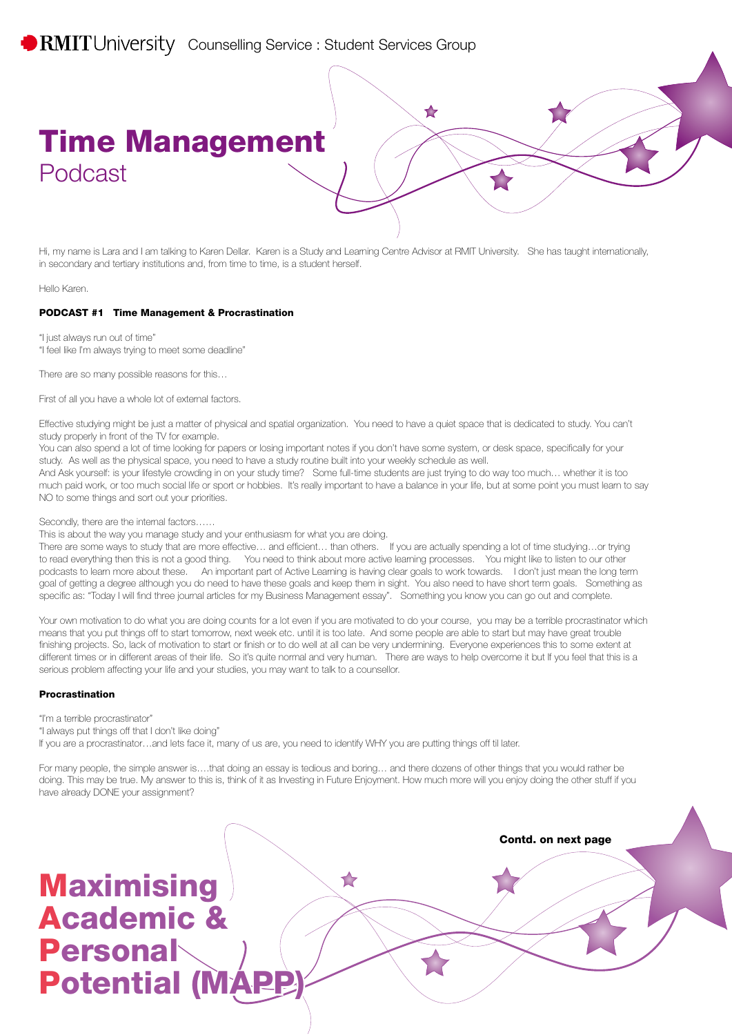RMIT University Counselling Service : Student Services Group

# Time Management
## Podcast

Hi, my name is Lara and I am talking to Karen Dellar. Karen is a Study and Learning Centre Advisor at RMIT University. She has taught internationally, in secondary and tertiary institutions and, from time to time, is a student herself.

Hello Karen.

### PODCAST #1 Time Management & Procrastination

"I just always run out of time"
"I feel like I'm always trying to meet some deadline"

There are so many possible reasons for this…

First of all you have a whole lot of external factors.

Effective studying might be just a matter of physical and spatial organization. You need to have a quiet space that is dedicated to study. You can't study properly in front of the TV for example.
You can also spend a lot of time looking for papers or losing important notes if you don't have some system, or desk space, specifically for your study. As well as the physical space, you need to have a study routine built into your weekly schedule as well.
And Ask yourself: is your lifestyle crowding in on your study time? Some full-time students are just trying to do way too much… whether it is too much paid work, or too much social life or sport or hobbies. It's really important to have a balance in your life, but at some point you must learn to say NO to some things and sort out your priorities.

Secondly, there are the internal factors……
This is about the way you manage study and your enthusiasm for what you are doing.
There are some ways to study that are more effective… and efficient… than others. If you are actually spending a lot of time studying…or trying to read everything then this is not a good thing. You need to think about more active learning processes. You might like to listen to our other podcasts to learn more about these. An important part of Active Learning is having clear goals to work towards. I don't just mean the long term goal of getting a degree although you do need to have these goals and keep them in sight. You also need to have short term goals. Something as specific as: "Today I will find three journal articles for my Business Management essay". Something you know you can go out and complete.

Your own motivation to do what you are doing counts for a lot even if you are motivated to do your course, you may be a terrible procrastinator which means that you put things off to start tomorrow, next week etc. until it is too late. And some people are able to start but may have great trouble finishing projects. So, lack of motivation to start or finish or to do well at all can be very undermining. Everyone experiences this to some extent at different times or in different areas of their life. So it's quite normal and very human. There are ways to help overcome it but If you feel that this is a serious problem affecting your life and your studies, you may want to talk to a counsellor.

### Procrastination

"I'm a terrible procrastinator"
"I always put things off that I don't like doing"
If you are a procrastinator…and lets face it, many of us are, you need to identify WHY you are putting things off til later.

For many people, the simple answer is….that doing an essay is tedious and boring… and there dozens of other things that you would rather be doing. This may be true. My answer to this is, think of it as Investing in Future Enjoyment. How much more will you enjoy doing the other stuff if you have already DONE your assignment?

**Contd. on next page**

# Maximising Academic & Personal Potential (MAPP)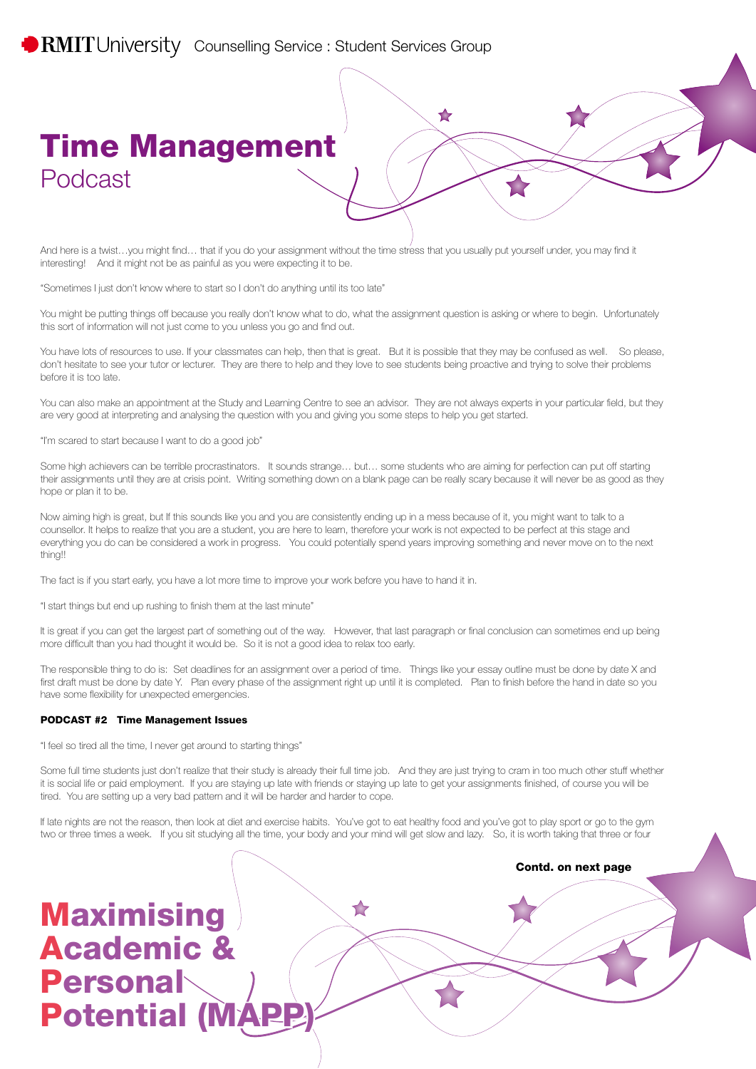# Time Management
## Podcast

And here is a twist…you might find… that if you do your assignment without the time stress that you usually put yourself under, you may find it interesting! And it might not be as painful as you were expecting it to be.

"Sometimes I just don't know where to start so I don't do anything until its too late"

You might be putting things off because you really don't know what to do, what the assignment question is asking or where to begin. Unfortunately this sort of information will not just come to you unless you go and find out.

You have lots of resources to use. If your classmates can help, then that is great. But it is possible that they may be confused as well. So please, don't hesitate to see your tutor or lecturer. They are there to help and they love to see students being proactive and trying to solve their problems before it is too late.

You can also make an appointment at the Study and Learning Centre to see an advisor. They are not always experts in your particular field, but they are very good at interpreting and analysing the question with you and giving you some steps to help you get started.

"I'm scared to start because I want to do a good job"

Some high achievers can be terrible procrastinators. It sounds strange… but… some students who are aiming for perfection can put off starting their assignments until they are at crisis point. Writing something down on a blank page can be really scary because it will never be as good as they hope or plan it to be.

Now aiming high is great, but If this sounds like you and you are consistently ending up in a mess because of it, you might want to talk to a counsellor. It helps to realize that you are a student, you are here to learn, therefore your work is not expected to be perfect at this stage and everything you do can be considered a work in progress. You could potentially spend years improving something and never move on to the next thing!!

The fact is if you start early, you have a lot more time to improve your work before you have to hand it in.

"I start things but end up rushing to finish them at the last minute"

It is great if you can get the largest part of something out of the way. However, that last paragraph or final conclusion can sometimes end up being more difficult than you had thought it would be. So it is not a good idea to relax too early.

The responsible thing to do is: Set deadlines for an assignment over a period of time. Things like your essay outline must be done by date X and first draft must be done by date Y. Plan every phase of the assignment right up until it is completed. Plan to finish before the hand in date so you have some flexibility for unexpected emergencies.

**PODCAST #2 Time Management Issues**

"I feel so tired all the time, I never get around to starting things"

Some full time students just don't realize that their study is already their full time job. And they are just trying to cram in too much other stuff whether it is social life or paid employment. If you are staying up late with friends or staying up late to get your assignments finished, of course you will be tired. You are setting up a very bad pattern and it will be harder and harder to cope.

If late nights are not the reason, then look at diet and exercise habits. You've got to eat healthy food and you've got to play sport or go to the gym two or three times a week. If you sit studying all the time, your body and your mind will get slow and lazy. So, it is worth taking that three or four

**Contd. on next page**

**Maximising Academic & Personal Potential (MAPP)**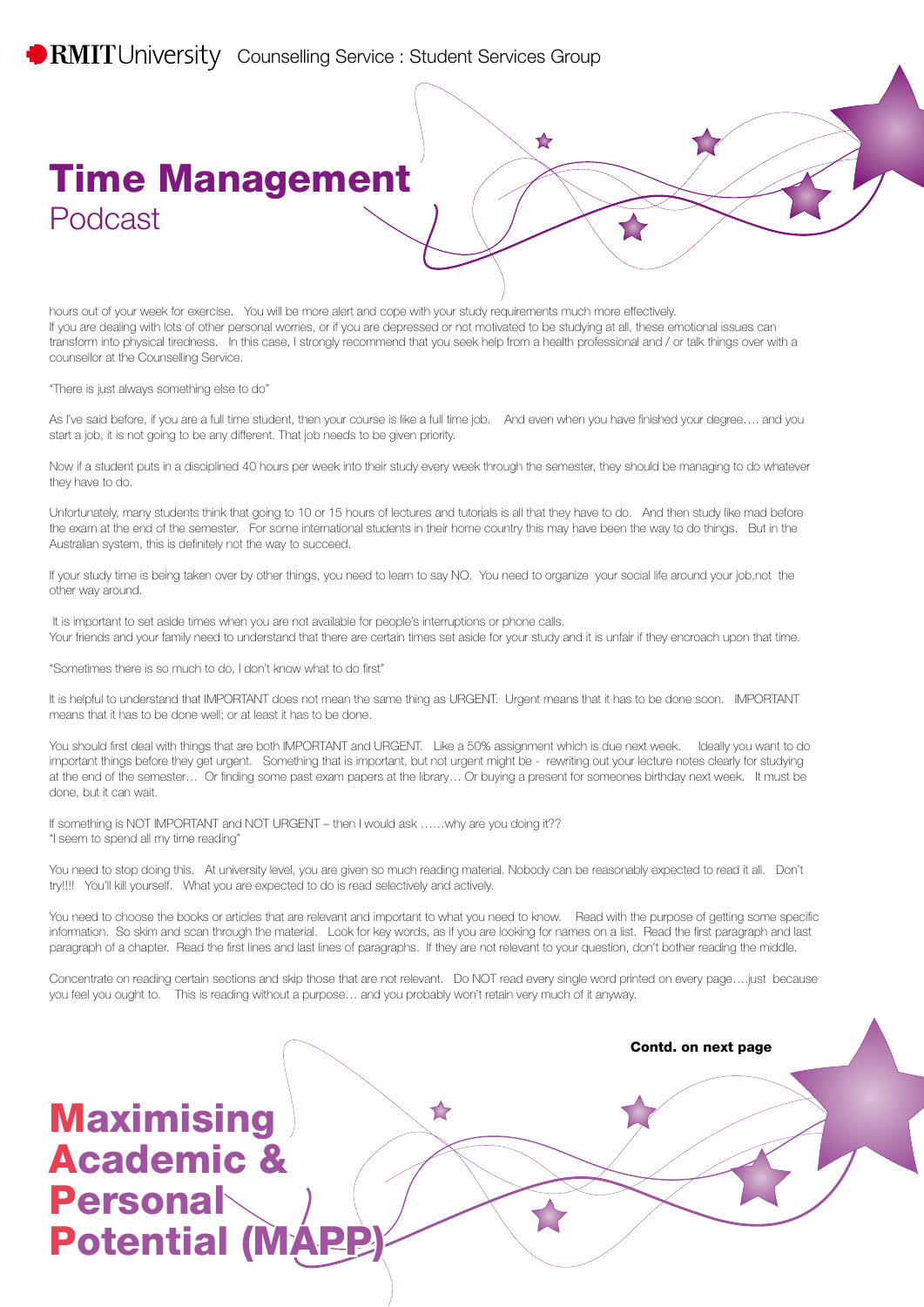# Time Management
## Podcast

hours out of your week for exercise. You will be more alert and cope with your study requirements much more effectively.
If you are dealing with lots of other personal worries, or if you are depressed or not motivated to be studying at all, these emotional issues can transform into physical tiredness. In this case, I strongly recommend that you seek help from a health professional and / or talk things over with a counsellor at the Counselling Service.

"There is just always something else to do"

As I've said before, if you are a full time student, then your course is like a full time job. And even when you have finished your degree…. and you start a job, it is not going to be any different. That job needs to be given priority.

Now if a student puts in a disciplined 40 hours per week into their study every week through the semester, they should be managing to do whatever they have to do.

Unfortunately, many students think that going to 10 or 15 hours of lectures and tutorials is all that they have to do. And then study like mad before the exam at the end of the semester. For some international students in their home country this may have been the way to do things. But in the Australian system, this is definitely not the way to succeed.

If your study time is being taken over by other things, you need to learn to say NO. You need to organize your social life around your job,not the other way around.

It is important to set aside times when you are not available for people's interruptions or phone calls.
Your friends and your family need to understand that there are certain times set aside for your study and it is unfair if they encroach upon that time.

"Sometimes there is so much to do, I don't know what to do first"

It is helpful to understand that IMPORTANT does not mean the same thing as URGENT. Urgent means that it has to be done soon. IMPORTANT means that it has to be done well; or at least it has to be done.

You should first deal with things that are both IMPORTANT and URGENT. Like a 50% assignment which is due next week. Ideally you want to do important things before they get urgent. Something that is important, but not urgent might be - rewriting out your lecture notes clearly for studying at the end of the semester… Or finding some past exam papers at the library… Or buying a present for someones birthday next week. It must be done, but it can wait.

If something is NOT IMPORTANT and NOT URGENT – then I would ask ……why are you doing it??
"I seem to spend all my time reading"

You need to stop doing this. At university level, you are given so much reading material. Nobody can be reasonably expected to read it all. Don't try!!!! You'll kill yourself. What you are expected to do is read selectively and actively.

You need to choose the books or articles that are relevant and important to what you need to know. Read with the purpose of getting some specific information. So skim and scan through the material. Look for key words, as if you are looking for names on a list. Read the first paragraph and last paragraph of a chapter. Read the first lines and last lines of paragraphs. If they are not relevant to your question, don't bother reading the middle.

Concentrate on reading certain sections and skip those that are not relevant. Do NOT read every single word printed on every page….just because you feel you ought to. This is reading without a purpose… and you probably won't retain very much of it anyway.

**Contd. on next page**

**Maximising Academic & Personal Potential (MAPP)**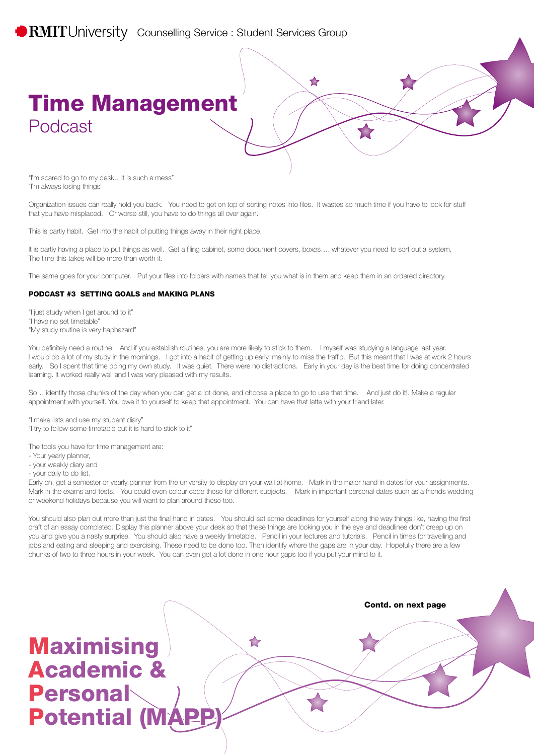# Time Management

## Podcast

"I'm scared to go to my desk…it is such a mess"
"I'm always losing things"

Organization issues can really hold you back. You need to get on top of sorting notes into files. It wastes so much time if you have to look for stuff that you have misplaced. Or worse still, you have to do things all over again.

This is partly habit. Get into the habit of putting things away in their right place.

It is partly having a place to put things as well. Get a filing cabinet, some document covers, boxes…. whatever you need to sort out a system. The time this takes will be more than worth it.

The same goes for your computer. Put your files into folders with names that tell you what is in them and keep them in an ordered directory.

### PODCAST #3 SETTING GOALS and MAKING PLANS

"I just study when I get around to it"
"I have no set timetable"
"My study routine is very haphazard"

You definitely need a routine. And if you establish routines, you are more likely to stick to them. I myself was studying a language last year. I would do a lot of my study in the mornings. I got into a habit of getting up early, mainly to miss the traffic. But this meant that I was at work 2 hours early. So I spent that time doing my own study. It was quiet. There were no distractions. Early in your day is the best time for doing concentrated learning. It worked really well and I was very pleased with my results.

So… identify those chunks of the day when you can get a lot done, and choose a place to go to use that time. And just do it!. Make a regular appointment with yourself. You owe it to yourself to keep that appointment. You can have that latte with your friend later.

"I make lists and use my student diary"
"I try to follow some timetable but it is hard to stick to it"

The tools you have for time management are:
- Your yearly planner,
- your weekly diary and
- your daily to do list.

Early on, get a semester or yearly planner from the university to display on your wall at home. Mark in the major hand in dates for your assignments. Mark in the exams and tests. You could even colour code these for different subjects. Mark in important personal dates such as a friends wedding or weekend holidays because you will want to plan around these too.

You should also plan out more than just the final hand in dates. You should set some deadlines for yourself along the way things like, having the first draft of an essay completed. Display this planner above your desk so that these things are looking you in the eye and deadlines don't creep up on you and give you a nasty surprise. You should also have a weekly timetable. Pencil in your lectures and tutorials. Pencil in times for travelling and jobs and eating and sleeping and exercising. These need to be done too. Then identify where the gaps are in your day. Hopefully there are a few chunks of two to three hours in your week. You can even get a lot done in one hour gaps too if you put your mind to it.

**Contd. on next page**

**Maximising Academic & Personal Potential (MAPP)**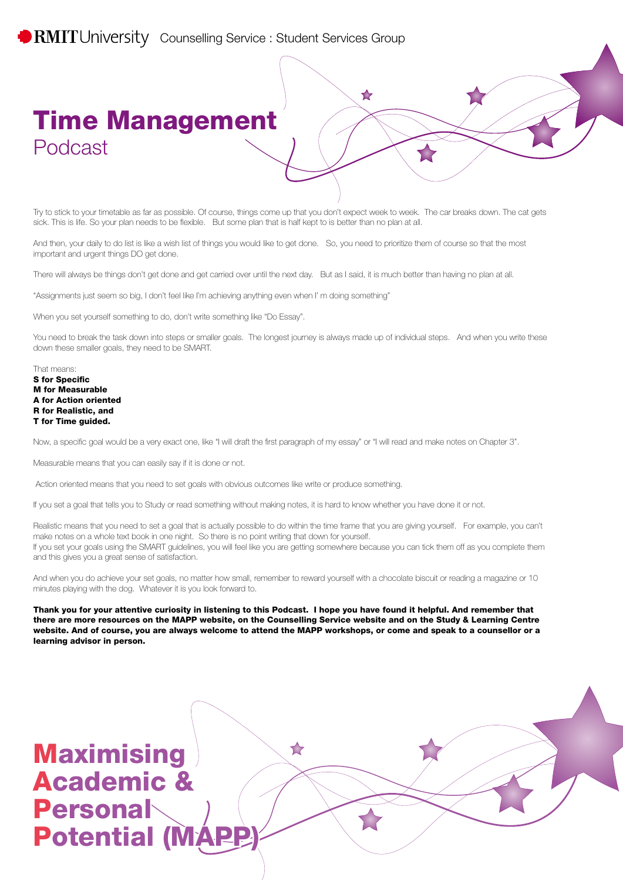# Time Management
## Podcast

Try to stick to your timetable as far as possible. Of course, things come up that you don't expect week to week. The car breaks down. The cat gets sick. This is life. So your plan needs to be flexible. But some plan that is half kept to is better than no plan at all.

And then, your daily to do list is like a wish list of things you would like to get done. So, you need to prioritize them of course so that the most important and urgent things DO get done.

There will always be things don't get done and get carried over until the next day. But as I said, it is much better than having no plan at all.

"Assignments just seem so big, I don't feel like I'm achieving anything even when I' m doing something"

When you set yourself something to do, don't write something like "Do Essay".

You need to break the task down into steps or smaller goals. The longest journey is always made up of individual steps. And when you write these down these smaller goals, they need to be SMART.

That means:
**S for Specific**
**M for Measurable**
**A for Action oriented**
**R for Realistic, and**
**T for Time guided.**

Now, a specific goal would be a very exact one, like "I will draft the first paragraph of my essay" or "I will read and make notes on Chapter 3".

Measurable means that you can easily say if it is done or not.

Action oriented means that you need to set goals with obvious outcomes like write or produce something.

If you set a goal that tells you to Study or read something without making notes, it is hard to know whether you have done it or not.

Realistic means that you need to set a goal that is actually possible to do within the time frame that you are giving yourself. For example, you can't make notes on a whole text book in one night. So there is no point writing that down for yourself.
If you set your goals using the SMART guidelines, you will feel like you are getting somewhere because you can tick them off as you complete them and this gives you a great sense of satisfaction.

And when you do achieve your set goals, no matter how small, remember to reward yourself with a chocolate biscuit or reading a magazine or 10 minutes playing with the dog. Whatever it is you look forward to.

**Thank you for your attentive curiosity in listening to this Podcast. I hope you have found it helpful. And remember that there are more resources on the MAPP website, on the Counselling Service website and on the Study & Learning Centre website. And of course, you are always welcome to attend the MAPP workshops, or come and speak to a counsellor or a learning advisor in person.**

**Maximising Academic & Personal Potential (MAPP)**